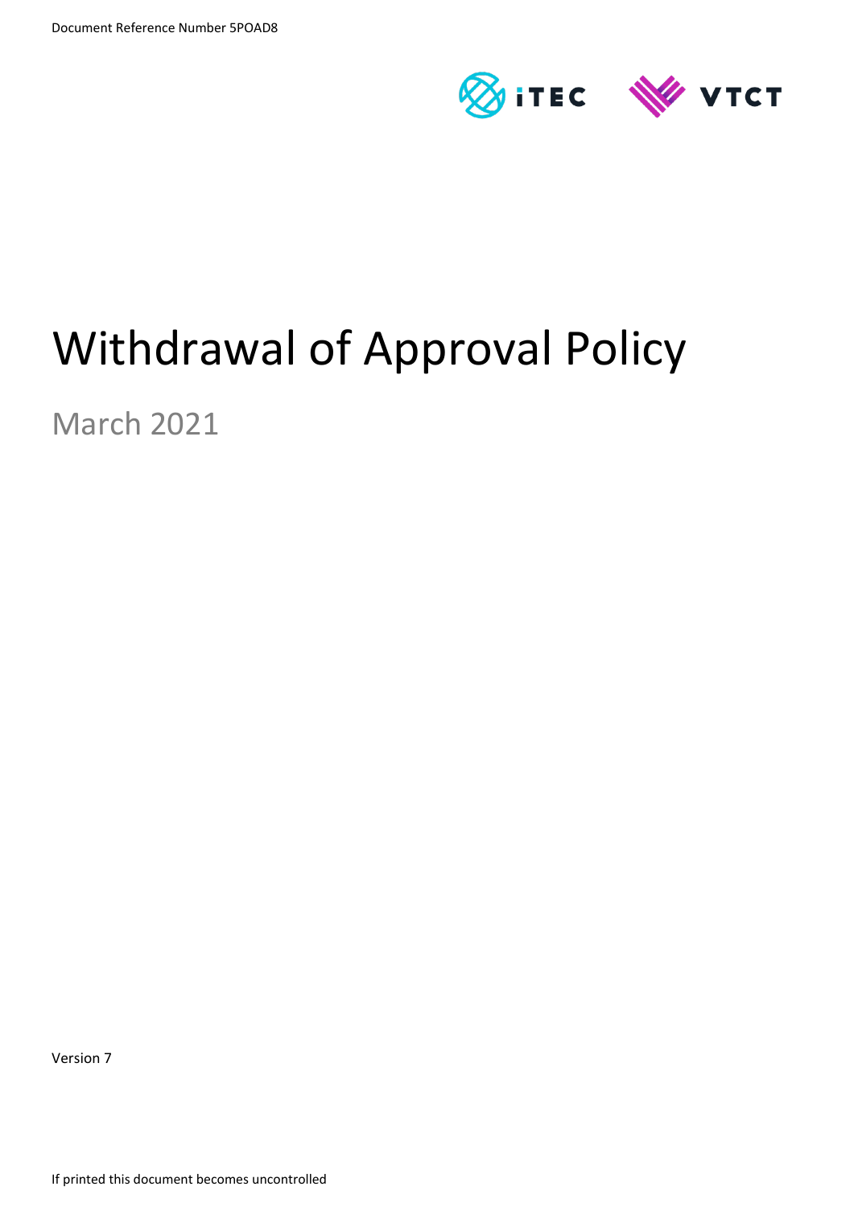Document Reference Number 5POAD8

iTEC VTCT

# Withdrawal of Approval Policy

March 2021

Version 7

If printed this document becomes uncontrolled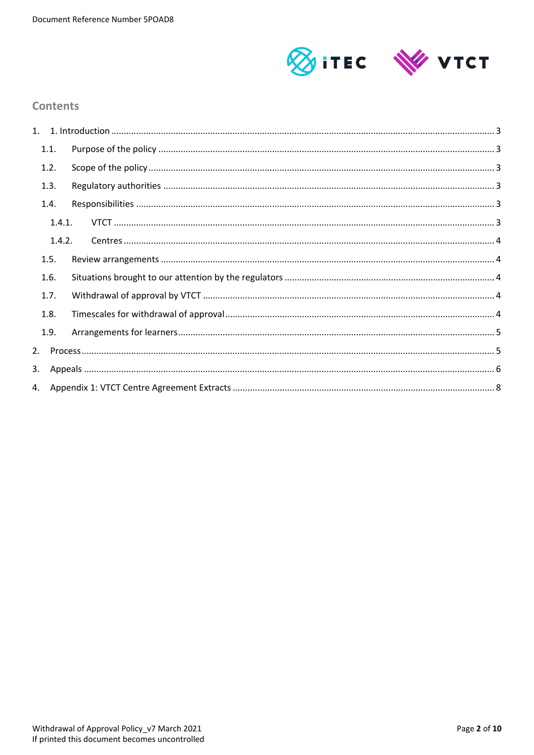## Contents

1. 1. Introduction ..... 3
   - 1.1. Purpose of the policy ..... 3
   - 1.2. Scope of the policy ..... 3
   - 1.3. Regulatory authorities ..... 3
   - 1.4. Responsibilities ..... 3
     - 1.4.1. VTCT ..... 3
     - 1.4.2. Centres ..... 4
   - 1.5. Review arrangements ..... 4
   - 1.6. Situations brought to our attention by the regulators ..... 4
   - 1.7. Withdrawal of approval by VTCT ..... 4
   - 1.8. Timescales for withdrawal of approval ..... 4
   - 1.9. Arrangements for learners ..... 5
2. Process ..... 5
3. Appeals ..... 6
4. Appendix 1: VTCT Centre Agreement Extracts ..... 8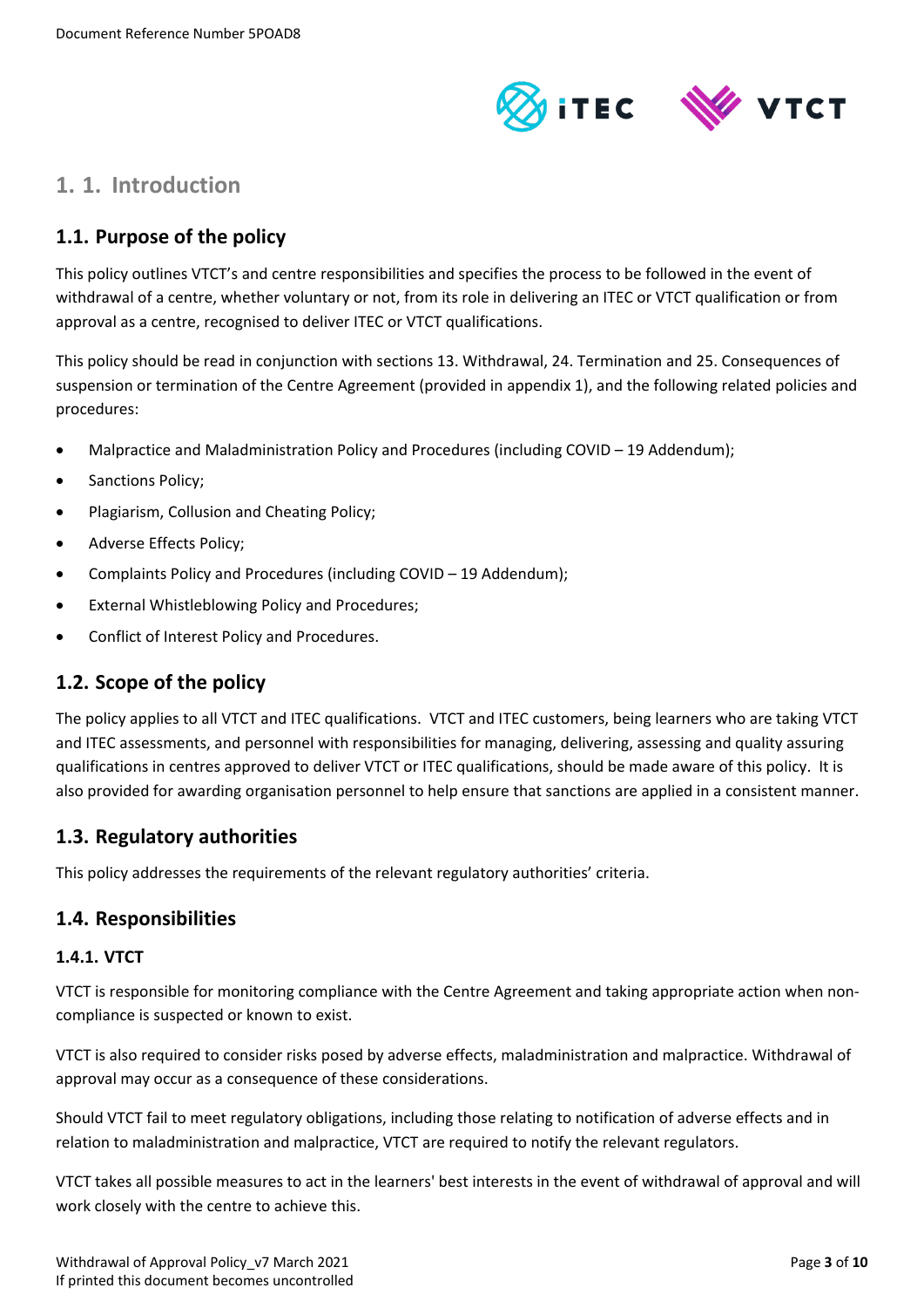# 1. 1. Introduction

## 1.1. Purpose of the policy

This policy outlines VTCT's and centre responsibilities and specifies the process to be followed in the event of withdrawal of a centre, whether voluntary or not, from its role in delivering an ITEC or VTCT qualification or from approval as a centre, recognised to deliver ITEC or VTCT qualifications.

This policy should be read in conjunction with sections 13. Withdrawal, 24. Termination and 25. Consequences of suspension or termination of the Centre Agreement (provided in appendix 1), and the following related policies and procedures:

- Malpractice and Maladministration Policy and Procedures (including COVID – 19 Addendum);
- Sanctions Policy;
- Plagiarism, Collusion and Cheating Policy;
- Adverse Effects Policy;
- Complaints Policy and Procedures (including COVID – 19 Addendum);
- External Whistleblowing Policy and Procedures;
- Conflict of Interest Policy and Procedures.

## 1.2. Scope of the policy

The policy applies to all VTCT and ITEC qualifications. VTCT and ITEC customers, being learners who are taking VTCT and ITEC assessments, and personnel with responsibilities for managing, delivering, assessing and quality assuring qualifications in centres approved to deliver VTCT or ITEC qualifications, should be made aware of this policy. It is also provided for awarding organisation personnel to help ensure that sanctions are applied in a consistent manner.

## 1.3. Regulatory authorities

This policy addresses the requirements of the relevant regulatory authorities' criteria.

## 1.4. Responsibilities

### 1.4.1. VTCT

VTCT is responsible for monitoring compliance with the Centre Agreement and taking appropriate action when non-compliance is suspected or known to exist.

VTCT is also required to consider risks posed by adverse effects, maladministration and malpractice. Withdrawal of approval may occur as a consequence of these considerations.

Should VTCT fail to meet regulatory obligations, including those relating to notification of adverse effects and in relation to maladministration and malpractice, VTCT are required to notify the relevant regulators.

VTCT takes all possible measures to act in the learners' best interests in the event of withdrawal of approval and will work closely with the centre to achieve this.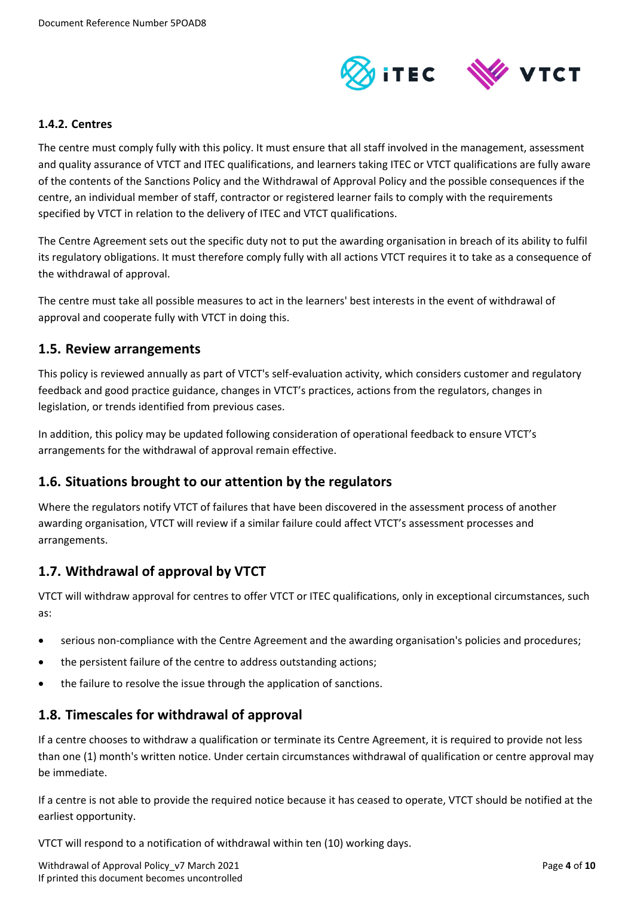#### 1.4.2. Centres

The centre must comply fully with this policy. It must ensure that all staff involved in the management, assessment and quality assurance of VTCT and ITEC qualifications, and learners taking ITEC or VTCT qualifications are fully aware of the contents of the Sanctions Policy and the Withdrawal of Approval Policy and the possible consequences if the centre, an individual member of staff, contractor or registered learner fails to comply with the requirements specified by VTCT in relation to the delivery of ITEC and VTCT qualifications.

The Centre Agreement sets out the specific duty not to put the awarding organisation in breach of its ability to fulfil its regulatory obligations. It must therefore comply fully with all actions VTCT requires it to take as a consequence of the withdrawal of approval.

The centre must take all possible measures to act in the learners' best interests in the event of withdrawal of approval and cooperate fully with VTCT in doing this.

## 1.5. Review arrangements

This policy is reviewed annually as part of VTCT's self-evaluation activity, which considers customer and regulatory feedback and good practice guidance, changes in VTCT's practices, actions from the regulators, changes in legislation, or trends identified from previous cases.

In addition, this policy may be updated following consideration of operational feedback to ensure VTCT's arrangements for the withdrawal of approval remain effective.

## 1.6. Situations brought to our attention by the regulators

Where the regulators notify VTCT of failures that have been discovered in the assessment process of another awarding organisation, VTCT will review if a similar failure could affect VTCT's assessment processes and arrangements.

## 1.7. Withdrawal of approval by VTCT

VTCT will withdraw approval for centres to offer VTCT or ITEC qualifications, only in exceptional circumstances, such as:

- serious non-compliance with the Centre Agreement and the awarding organisation's policies and procedures;
- the persistent failure of the centre to address outstanding actions;
- the failure to resolve the issue through the application of sanctions.

## 1.8. Timescales for withdrawal of approval

If a centre chooses to withdraw a qualification or terminate its Centre Agreement, it is required to provide not less than one (1) month's written notice. Under certain circumstances withdrawal of qualification or centre approval may be immediate.

If a centre is not able to provide the required notice because it has ceased to operate, VTCT should be notified at the earliest opportunity.

VTCT will respond to a notification of withdrawal within ten (10) working days.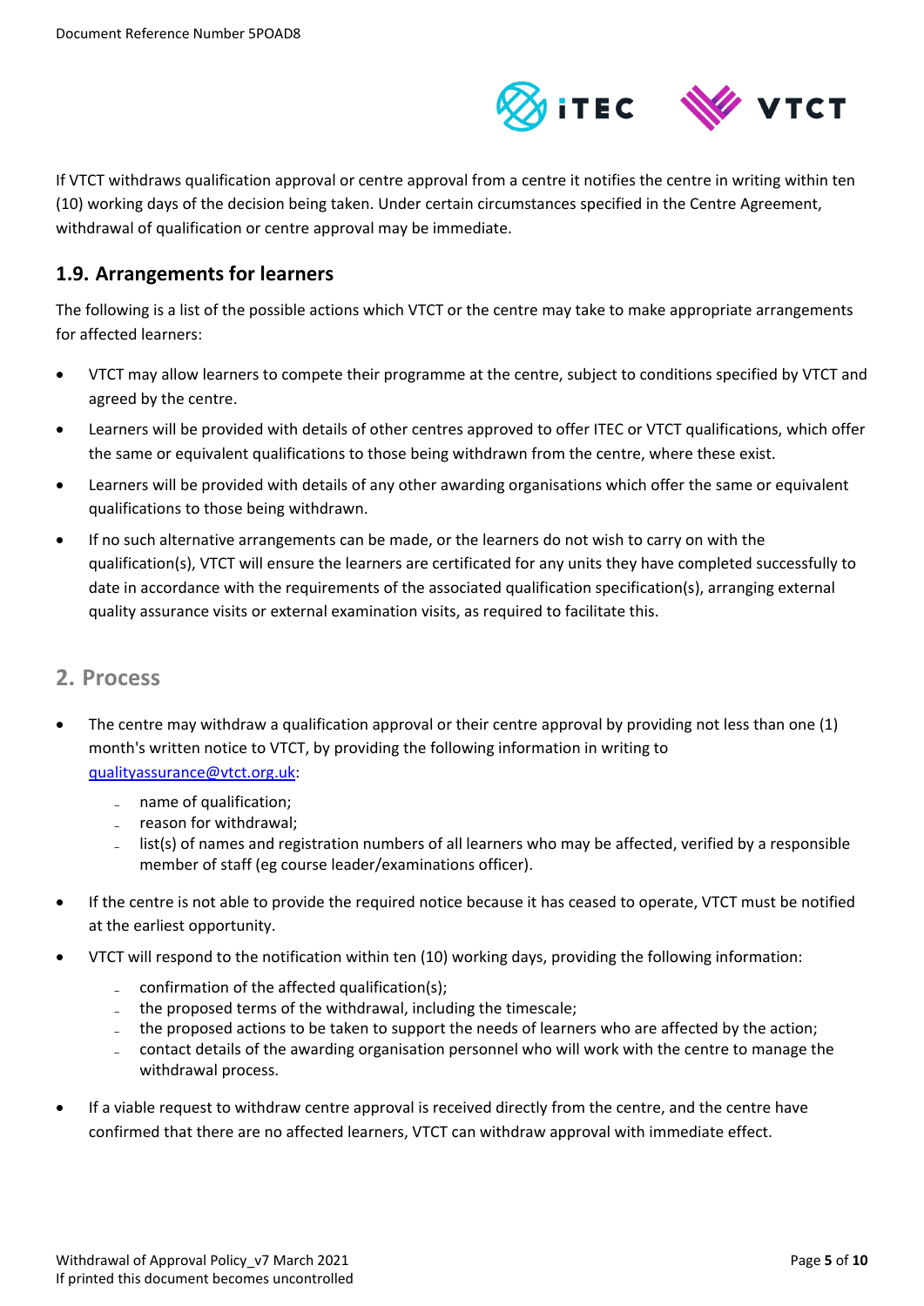If VTCT withdraws qualification approval or centre approval from a centre it notifies the centre in writing within ten (10) working days of the decision being taken. Under certain circumstances specified in the Centre Agreement, withdrawal of qualification or centre approval may be immediate.

### 1.9. Arrangements for learners

The following is a list of the possible actions which VTCT or the centre may take to make appropriate arrangements for affected learners:

- VTCT may allow learners to compete their programme at the centre, subject to conditions specified by VTCT and agreed by the centre.
- Learners will be provided with details of other centres approved to offer ITEC or VTCT qualifications, which offer the same or equivalent qualifications to those being withdrawn from the centre, where these exist.
- Learners will be provided with details of any other awarding organisations which offer the same or equivalent qualifications to those being withdrawn.
- If no such alternative arrangements can be made, or the learners do not wish to carry on with the qualification(s), VTCT will ensure the learners are certificated for any units they have completed successfully to date in accordance with the requirements of the associated qualification specification(s), arranging external quality assurance visits or external examination visits, as required to facilitate this.

## 2. Process

- The centre may withdraw a qualification approval or their centre approval by providing not less than one (1) month's written notice to VTCT, by providing the following information in writing to qualityassurance@vtct.org.uk:
  - name of qualification;
  - reason for withdrawal;
  - list(s) of names and registration numbers of all learners who may be affected, verified by a responsible member of staff (eg course leader/examinations officer).
- If the centre is not able to provide the required notice because it has ceased to operate, VTCT must be notified at the earliest opportunity.
- VTCT will respond to the notification within ten (10) working days, providing the following information:
  - confirmation of the affected qualification(s);
  - the proposed terms of the withdrawal, including the timescale;
  - the proposed actions to be taken to support the needs of learners who are affected by the action;
  - contact details of the awarding organisation personnel who will work with the centre to manage the withdrawal process.
- If a viable request to withdraw centre approval is received directly from the centre, and the centre have confirmed that there are no affected learners, VTCT can withdraw approval with immediate effect.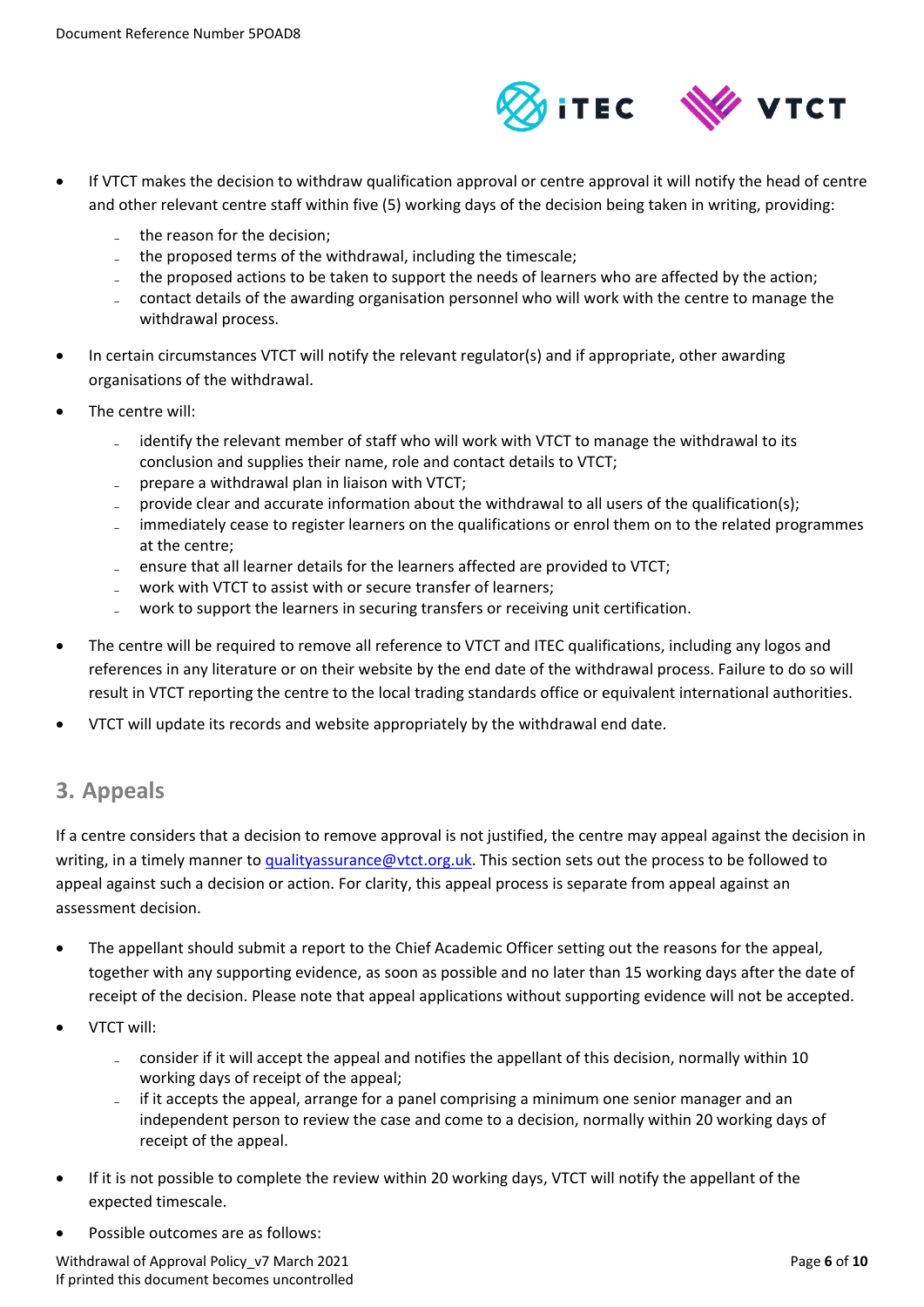- If VTCT makes the decision to withdraw qualification approval or centre approval it will notify the head of centre and other relevant centre staff within five (5) working days of the decision being taken in writing, providing:
  - the reason for the decision;
  - the proposed terms of the withdrawal, including the timescale;
  - the proposed actions to be taken to support the needs of learners who are affected by the action;
  - contact details of the awarding organisation personnel who will work with the centre to manage the withdrawal process.
- In certain circumstances VTCT will notify the relevant regulator(s) and if appropriate, other awarding organisations of the withdrawal.
- The centre will:
  - identify the relevant member of staff who will work with VTCT to manage the withdrawal to its conclusion and supplies their name, role and contact details to VTCT;
  - prepare a withdrawal plan in liaison with VTCT;
  - provide clear and accurate information about the withdrawal to all users of the qualification(s);
  - immediately cease to register learners on the qualifications or enrol them on to the related programmes at the centre;
  - ensure that all learner details for the learners affected are provided to VTCT;
  - work with VTCT to assist with or secure transfer of learners;
  - work to support the learners in securing transfers or receiving unit certification.
- The centre will be required to remove all reference to VTCT and ITEC qualifications, including any logos and references in any literature or on their website by the end date of the withdrawal process. Failure to do so will result in VTCT reporting the centre to the local trading standards office or equivalent international authorities.
- VTCT will update its records and website appropriately by the withdrawal end date.

## 3. Appeals

If a centre considers that a decision to remove approval is not justified, the centre may appeal against the decision in writing, in a timely manner to qualityassurance@vtct.org.uk. This section sets out the process to be followed to appeal against such a decision or action. For clarity, this appeal process is separate from appeal against an assessment decision.

- The appellant should submit a report to the Chief Academic Officer setting out the reasons for the appeal, together with any supporting evidence, as soon as possible and no later than 15 working days after the date of receipt of the decision. Please note that appeal applications without supporting evidence will not be accepted.
- VTCT will:
  - consider if it will accept the appeal and notifies the appellant of this decision, normally within 10 working days of receipt of the appeal;
  - if it accepts the appeal, arrange for a panel comprising a minimum one senior manager and an independent person to review the case and come to a decision, normally within 20 working days of receipt of the appeal.
- If it is not possible to complete the review within 20 working days, VTCT will notify the appellant of the expected timescale.
- Possible outcomes are as follows: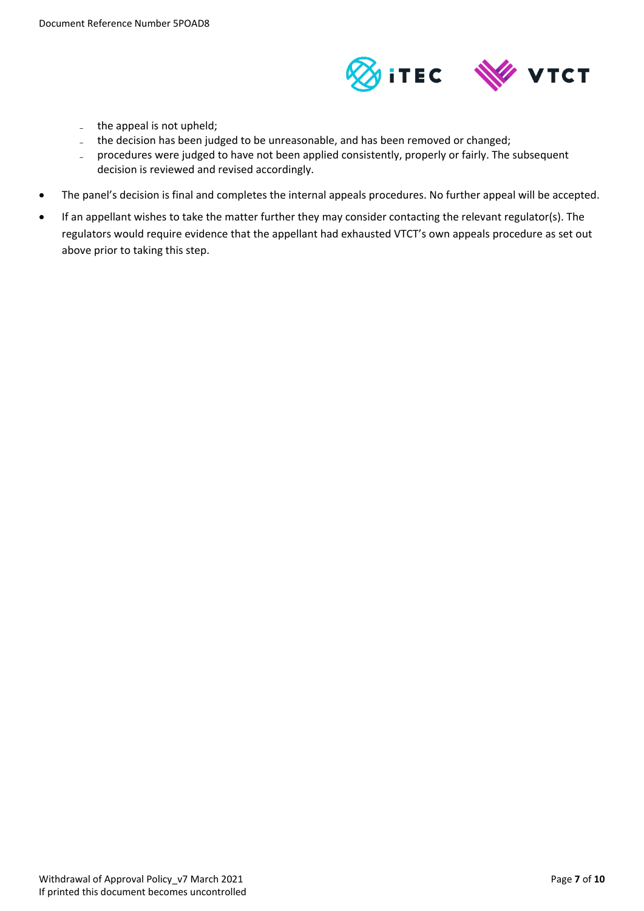- the appeal is not upheld;
  - the decision has been judged to be unreasonable, and has been removed or changed;
  - procedures were judged to have not been applied consistently, properly or fairly. The subsequent decision is reviewed and revised accordingly.

- The panel's decision is final and completes the internal appeals procedures. No further appeal will be accepted.
- If an appellant wishes to take the matter further they may consider contacting the relevant regulator(s). The regulators would require evidence that the appellant had exhausted VTCT's own appeals procedure as set out above prior to taking this step.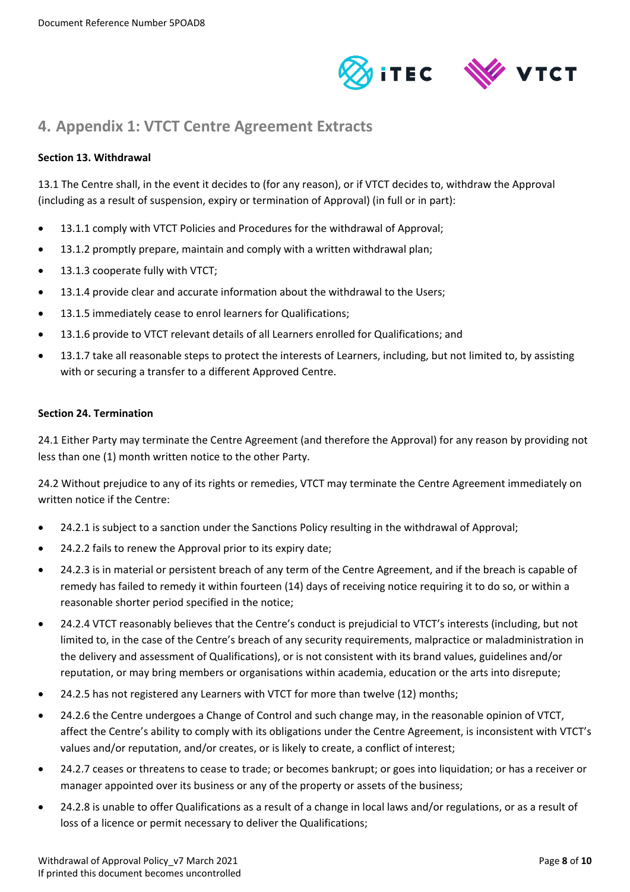## 4. Appendix 1: VTCT Centre Agreement Extracts

**Section 13. Withdrawal**

13.1 The Centre shall, in the event it decides to (for any reason), or if VTCT decides to, withdraw the Approval (including as a result of suspension, expiry or termination of Approval) (in full or in part):

- 13.1.1 comply with VTCT Policies and Procedures for the withdrawal of Approval;
- 13.1.2 promptly prepare, maintain and comply with a written withdrawal plan;
- 13.1.3 cooperate fully with VTCT;
- 13.1.4 provide clear and accurate information about the withdrawal to the Users;
- 13.1.5 immediately cease to enrol learners for Qualifications;
- 13.1.6 provide to VTCT relevant details of all Learners enrolled for Qualifications; and
- 13.1.7 take all reasonable steps to protect the interests of Learners, including, but not limited to, by assisting with or securing a transfer to a different Approved Centre.

**Section 24. Termination**

24.1 Either Party may terminate the Centre Agreement (and therefore the Approval) for any reason by providing not less than one (1) month written notice to the other Party.

24.2 Without prejudice to any of its rights or remedies, VTCT may terminate the Centre Agreement immediately on written notice if the Centre:

- 24.2.1 is subject to a sanction under the Sanctions Policy resulting in the withdrawal of Approval;
- 24.2.2 fails to renew the Approval prior to its expiry date;
- 24.2.3 is in material or persistent breach of any term of the Centre Agreement, and if the breach is capable of remedy has failed to remedy it within fourteen (14) days of receiving notice requiring it to do so, or within a reasonable shorter period specified in the notice;
- 24.2.4 VTCT reasonably believes that the Centre's conduct is prejudicial to VTCT's interests (including, but not limited to, in the case of the Centre's breach of any security requirements, malpractice or maladministration in the delivery and assessment of Qualifications), or is not consistent with its brand values, guidelines and/or reputation, or may bring members or organisations within academia, education or the arts into disrepute;
- 24.2.5 has not registered any Learners with VTCT for more than twelve (12) months;
- 24.2.6 the Centre undergoes a Change of Control and such change may, in the reasonable opinion of VTCT, affect the Centre's ability to comply with its obligations under the Centre Agreement, is inconsistent with VTCT's values and/or reputation, and/or creates, or is likely to create, a conflict of interest;
- 24.2.7 ceases or threatens to cease to trade; or becomes bankrupt; or goes into liquidation; or has a receiver or manager appointed over its business or any of the property or assets of the business;
- 24.2.8 is unable to offer Qualifications as a result of a change in local laws and/or regulations, or as a result of loss of a licence or permit necessary to deliver the Qualifications;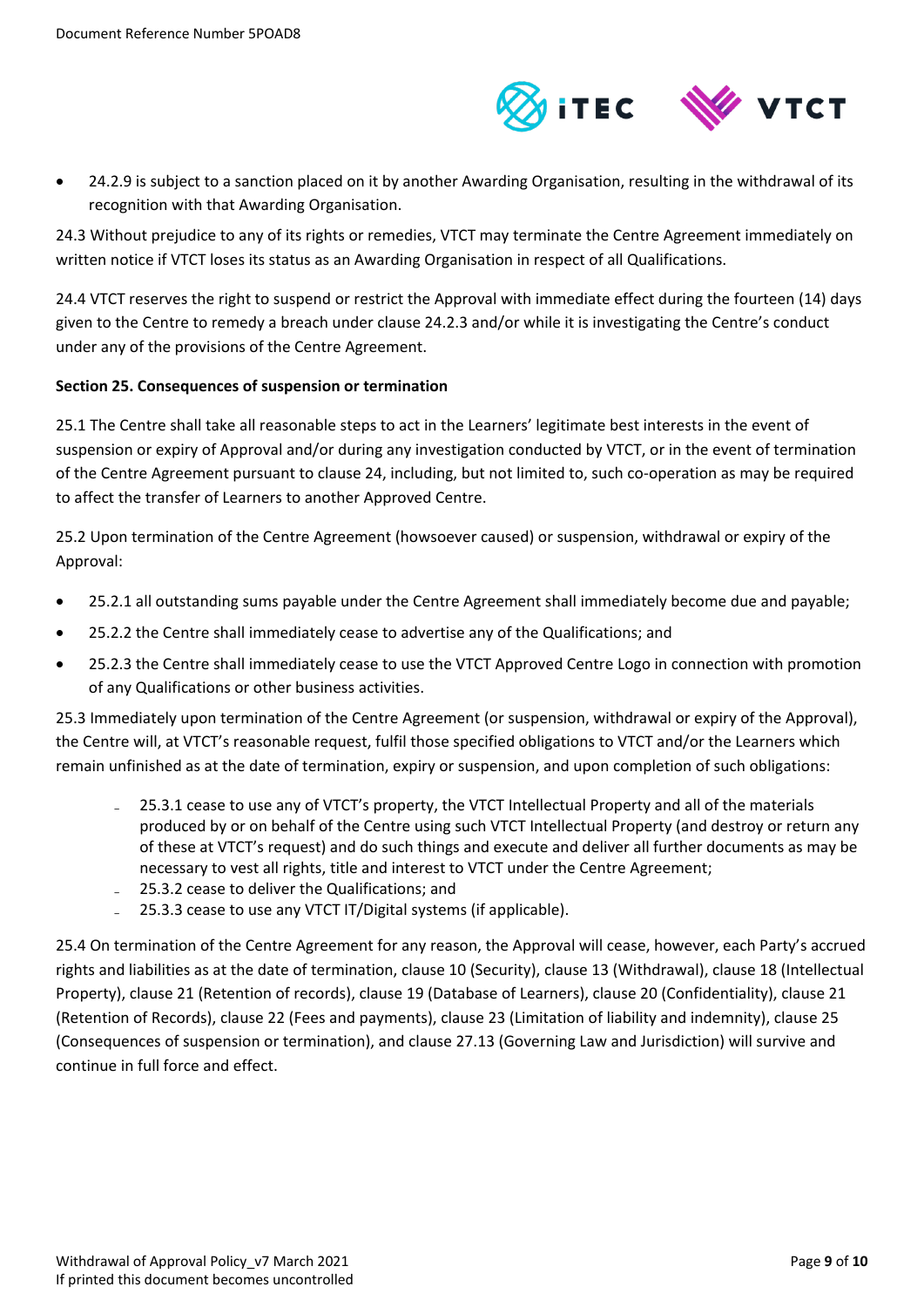- 24.2.9 is subject to a sanction placed on it by another Awarding Organisation, resulting in the withdrawal of its recognition with that Awarding Organisation.

24.3 Without prejudice to any of its rights or remedies, VTCT may terminate the Centre Agreement immediately on written notice if VTCT loses its status as an Awarding Organisation in respect of all Qualifications.

24.4 VTCT reserves the right to suspend or restrict the Approval with immediate effect during the fourteen (14) days given to the Centre to remedy a breach under clause 24.2.3 and/or while it is investigating the Centre's conduct under any of the provisions of the Centre Agreement.

**Section 25. Consequences of suspension or termination**

25.1 The Centre shall take all reasonable steps to act in the Learners' legitimate best interests in the event of suspension or expiry of Approval and/or during any investigation conducted by VTCT, or in the event of termination of the Centre Agreement pursuant to clause 24, including, but not limited to, such co-operation as may be required to affect the transfer of Learners to another Approved Centre.

25.2 Upon termination of the Centre Agreement (howsoever caused) or suspension, withdrawal or expiry of the Approval:

- 25.2.1 all outstanding sums payable under the Centre Agreement shall immediately become due and payable;
- 25.2.2 the Centre shall immediately cease to advertise any of the Qualifications; and
- 25.2.3 the Centre shall immediately cease to use the VTCT Approved Centre Logo in connection with promotion of any Qualifications or other business activities.

25.3 Immediately upon termination of the Centre Agreement (or suspension, withdrawal or expiry of the Approval), the Centre will, at VTCT's reasonable request, fulfil those specified obligations to VTCT and/or the Learners which remain unfinished as at the date of termination, expiry or suspension, and upon completion of such obligations:

- 25.3.1 cease to use any of VTCT's property, the VTCT Intellectual Property and all of the materials produced by or on behalf of the Centre using such VTCT Intellectual Property (and destroy or return any of these at VTCT's request) and do such things and execute and deliver all further documents as may be necessary to vest all rights, title and interest to VTCT under the Centre Agreement;
- 25.3.2 cease to deliver the Qualifications; and
- 25.3.3 cease to use any VTCT IT/Digital systems (if applicable).

25.4 On termination of the Centre Agreement for any reason, the Approval will cease, however, each Party's accrued rights and liabilities as at the date of termination, clause 10 (Security), clause 13 (Withdrawal), clause 18 (Intellectual Property), clause 21 (Retention of records), clause 19 (Database of Learners), clause 20 (Confidentiality), clause 21 (Retention of Records), clause 22 (Fees and payments), clause 23 (Limitation of liability and indemnity), clause 25 (Consequences of suspension or termination), and clause 27.13 (Governing Law and Jurisdiction) will survive and continue in full force and effect.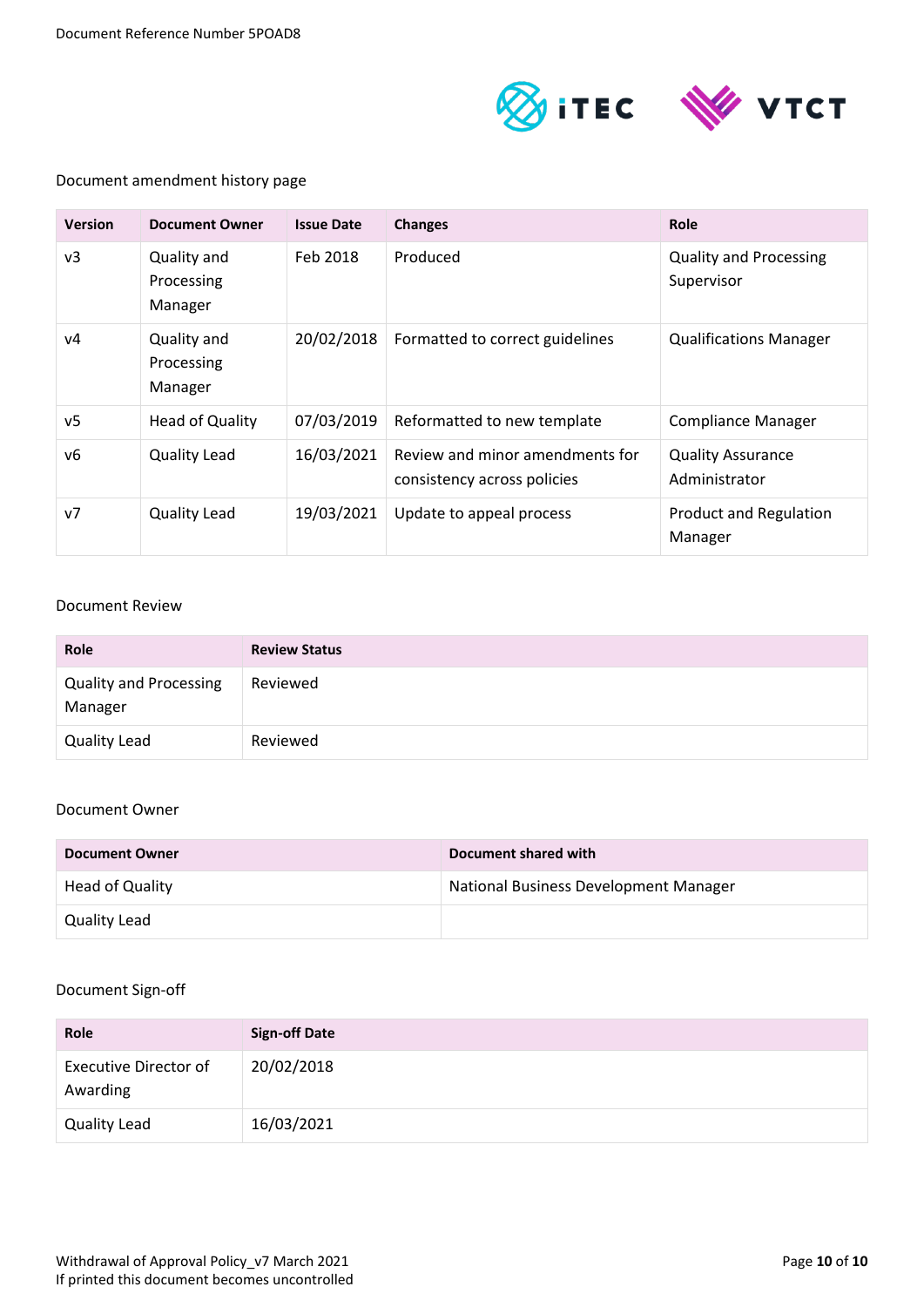Document Reference Number 5POAD8

Document amendment history page

| Version | Document Owner | Issue Date | Changes | Role |
|---|---|---|---|---|
| v3 | Quality and Processing Manager | Feb 2018 | Produced | Quality and Processing Supervisor |
| v4 | Quality and Processing Manager | 20/02/2018 | Formatted to correct guidelines | Qualifications Manager |
| v5 | Head of Quality | 07/03/2019 | Reformatted to new template | Compliance Manager |
| v6 | Quality Lead | 16/03/2021 | Review and minor amendments for consistency across policies | Quality Assurance Administrator |
| v7 | Quality Lead | 19/03/2021 | Update to appeal process | Product and Regulation Manager |

Document Review

| Role | Review Status |
|---|---|
| Quality and Processing Manager | Reviewed |
| Quality Lead | Reviewed |

Document Owner

| Document Owner | Document shared with |
|---|---|
| Head of Quality | National Business Development Manager |
| Quality Lead | |

Document Sign-off

| Role | Sign-off Date |
|---|---|
| Executive Director of Awarding | 20/02/2018 |
| Quality Lead | 16/03/2021 |

Withdrawal of Approval Policy_v7 March 2021
If printed this document becomes uncontrolled